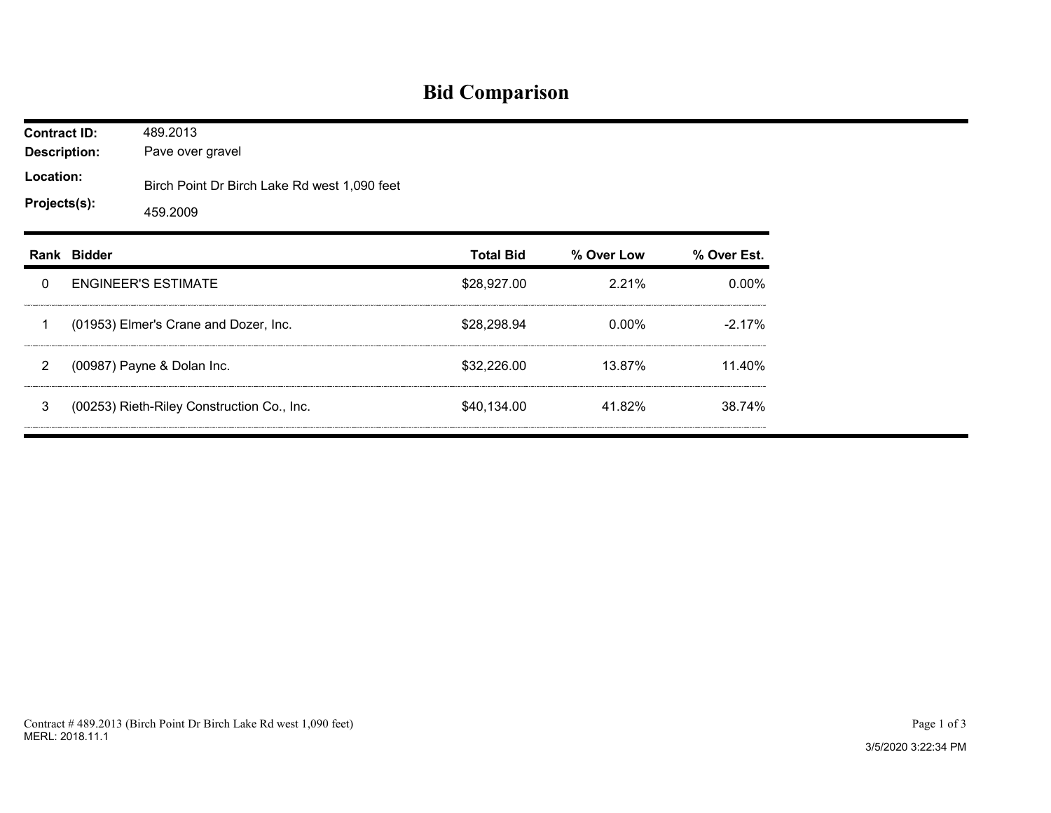# Bid Comparison

**Contract ID:** 489.2013
**Description:** Pave over gravel
**Location:** Birch Point Dr Birch Lake Rd west 1,090 feet
**Projects(s):** 459.2009

| Rank | Bidder | Total Bid | % Over Low | % Over Est. |
|---|---|---|---|---|
| 0 | ENGINEER'S ESTIMATE | $28,927.00 | 2.21% | 0.00% |
| 1 | (01953) Elmer's Crane and Dozer, Inc. | $28,298.94 | 0.00% | -2.17% |
| 2 | (00987) Payne & Dolan Inc. | $32,226.00 | 13.87% | 11.40% |
| 3 | (00253) Rieth-Riley Construction Co., Inc. | $40,134.00 | 41.82% | 38.74% |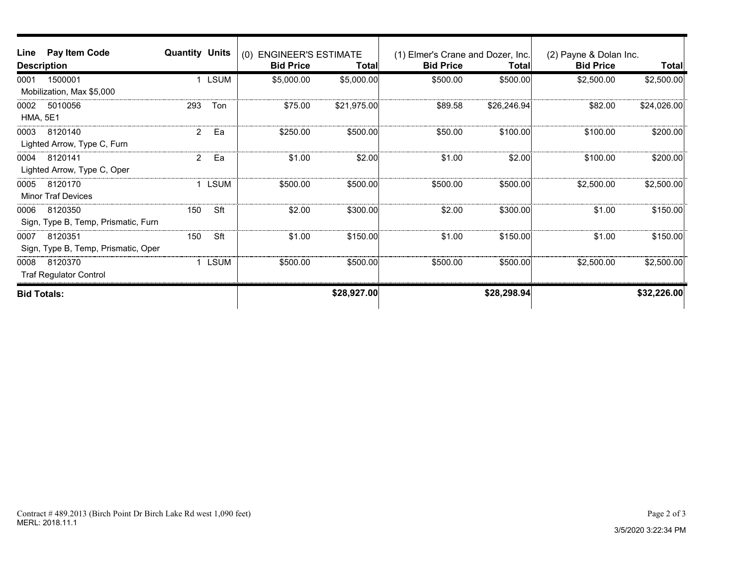| Line | Pay Item Code / Description | Quantity | Units | (0) ENGINEER'S ESTIMATE Bid Price | Total | (1) Elmer's Crane and Dozer, Inc. Bid Price | Total | (2) Payne & Dolan Inc. Bid Price | Total |
|---|---|---|---|---|---|---|---|---|---|
| 0001 | 1500001 Mobilization, Max $5,000 | 1 | LSUM | $5,000.00 | $5,000.00 | $500.00 | $500.00 | $2,500.00 | $2,500.00 |
| 0002 | 5010056 HMA, 5E1 | 293 | Ton | $75.00 | $21,975.00 | $89.58 | $26,246.94 | $82.00 | $24,026.00 |
| 0003 | 8120140 Lighted Arrow, Type C, Furn | 2 | Ea | $250.00 | $500.00 | $50.00 | $100.00 | $100.00 | $200.00 |
| 0004 | 8120141 Lighted Arrow, Type C, Oper | 2 | Ea | $1.00 | $2.00 | $1.00 | $2.00 | $100.00 | $200.00 |
| 0005 | 8120170 Minor Traf Devices | 1 | LSUM | $500.00 | $500.00 | $500.00 | $500.00 | $2,500.00 | $2,500.00 |
| 0006 | 8120350 Sign, Type B, Temp, Prismatic, Furn | 150 | Sft | $2.00 | $300.00 | $2.00 | $300.00 | $1.00 | $150.00 |
| 0007 | 8120351 Sign, Type B, Temp, Prismatic, Oper | 150 | Sft | $1.00 | $150.00 | $1.00 | $150.00 | $1.00 | $150.00 |
| 0008 | 8120370 Traf Regulator Control | 1 | LSUM | $500.00 | $500.00 | $500.00 | $500.00 | $2,500.00 | $2,500.00 |
| **Bid Totals:** | | | | | **$28,927.00** | | **$28,298.94** | | **$32,226.00** |

Contract # 489.2013 (Birch Point Dr Birch Lake Rd west 1,090 feet)
MERL: 2018.11.1

3/5/2020 3:22:34 PM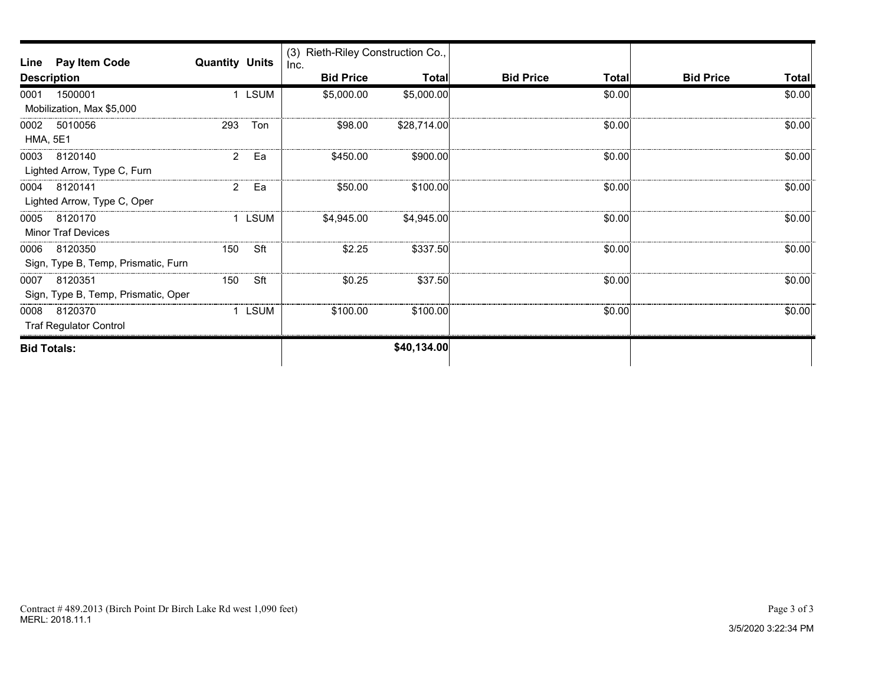| Line | Pay Item Code / Description | Quantity | Units | (3) Rieth-Riley Construction Co., Inc. Bid Price | Total | Bid Price | Total | Bid Price | Total |
|---|---|---|---|---|---|---|---|---|---|
| 0001 | 1500001 Mobilization, Max $5,000 | 1 | LSUM | $5,000.00 | $5,000.00 | | $0.00 | | $0.00 |
| 0002 | 5010056 HMA, 5E1 | 293 | Ton | $98.00 | $28,714.00 | | $0.00 | | $0.00 |
| 0003 | 8120140 Lighted Arrow, Type C, Furn | 2 | Ea | $450.00 | $900.00 | | $0.00 | | $0.00 |
| 0004 | 8120141 Lighted Arrow, Type C, Oper | 2 | Ea | $50.00 | $100.00 | | $0.00 | | $0.00 |
| 0005 | 8120170 Minor Traf Devices | 1 | LSUM | $4,945.00 | $4,945.00 | | $0.00 | | $0.00 |
| 0006 | 8120350 Sign, Type B, Temp, Prismatic, Furn | 150 | Sft | $2.25 | $337.50 | | $0.00 | | $0.00 |
| 0007 | 8120351 Sign, Type B, Temp, Prismatic, Oper | 150 | Sft | $0.25 | $37.50 | | $0.00 | | $0.00 |
| 0008 | 8120370 Traf Regulator Control | 1 | LSUM | $100.00 | $100.00 | | $0.00 | | $0.00 |
| **Bid Totals:** | | | | | **$40,134.00** | | | | |

Contract # 489.2013 (Birch Point Dr Birch Lake Rd west 1,090 feet)
MERL: 2018.11.1

3/5/2020 3:22:34 PM